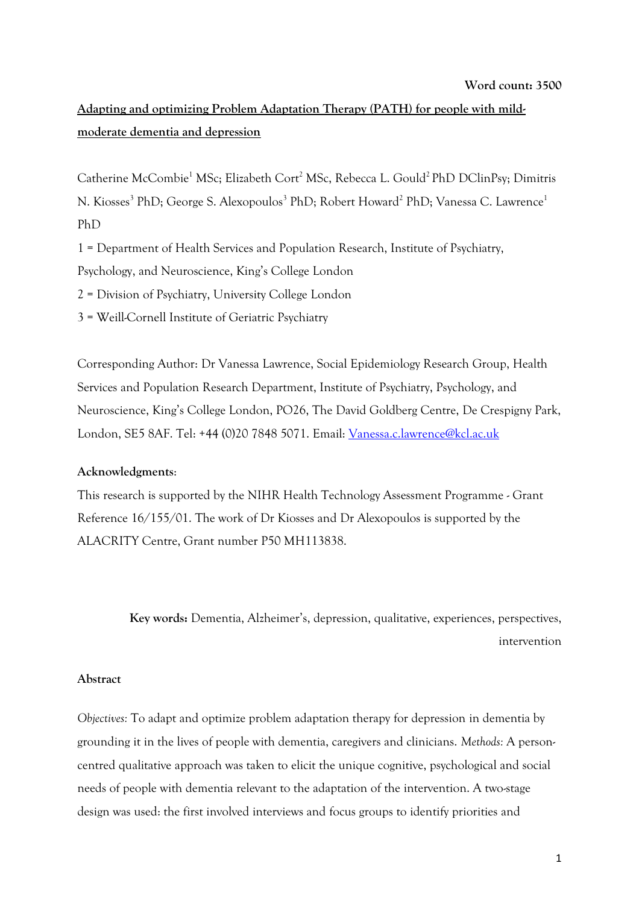**Word count: 3500**

# Adapting and optimizing Problem Adaptation Therapy (PATH) for people with mild-moderate dementia and depression

Catherine McCombie[1] MSc; Elizabeth Cort[2] MSc, Rebecca L. Gould[2] PhD DClinPsy; Dimitris N. Kiosses[3] PhD; George S. Alexopoulos[3] PhD; Robert Howard[2] PhD; Vanessa C. Lawrence[1] PhD

1 = Department of Health Services and Population Research, Institute of Psychiatry, Psychology, and Neuroscience, King's College London

2 = Division of Psychiatry, University College London

3 = Weill-Cornell Institute of Geriatric Psychiatry

Corresponding Author: Dr Vanessa Lawrence, Social Epidemiology Research Group, Health Services and Population Research Department, Institute of Psychiatry, Psychology, and Neuroscience, King's College London, PO26, The David Goldberg Centre, De Crespigny Park, London, SE5 8AF. Tel: +44 (0)20 7848 5071. Email: Vanessa.c.lawrence@kcl.ac.uk

**Acknowledgments**:

This research is supported by the NIHR Health Technology Assessment Programme - Grant Reference 16/155/01. The work of Dr Kiosses and Dr Alexopoulos is supported by the ALACRITY Centre, Grant number P50 MH113838.

**Key words:** Dementia, Alzheimer's, depression, qualitative, experiences, perspectives, intervention

**Abstract**

*Objectives*: To adapt and optimize problem adaptation therapy for depression in dementia by grounding it in the lives of people with dementia, caregivers and clinicians. *Methods:* A person-centred qualitative approach was taken to elicit the unique cognitive, psychological and social needs of people with dementia relevant to the adaptation of the intervention. A two-stage design was used: the first involved interviews and focus groups to identify priorities and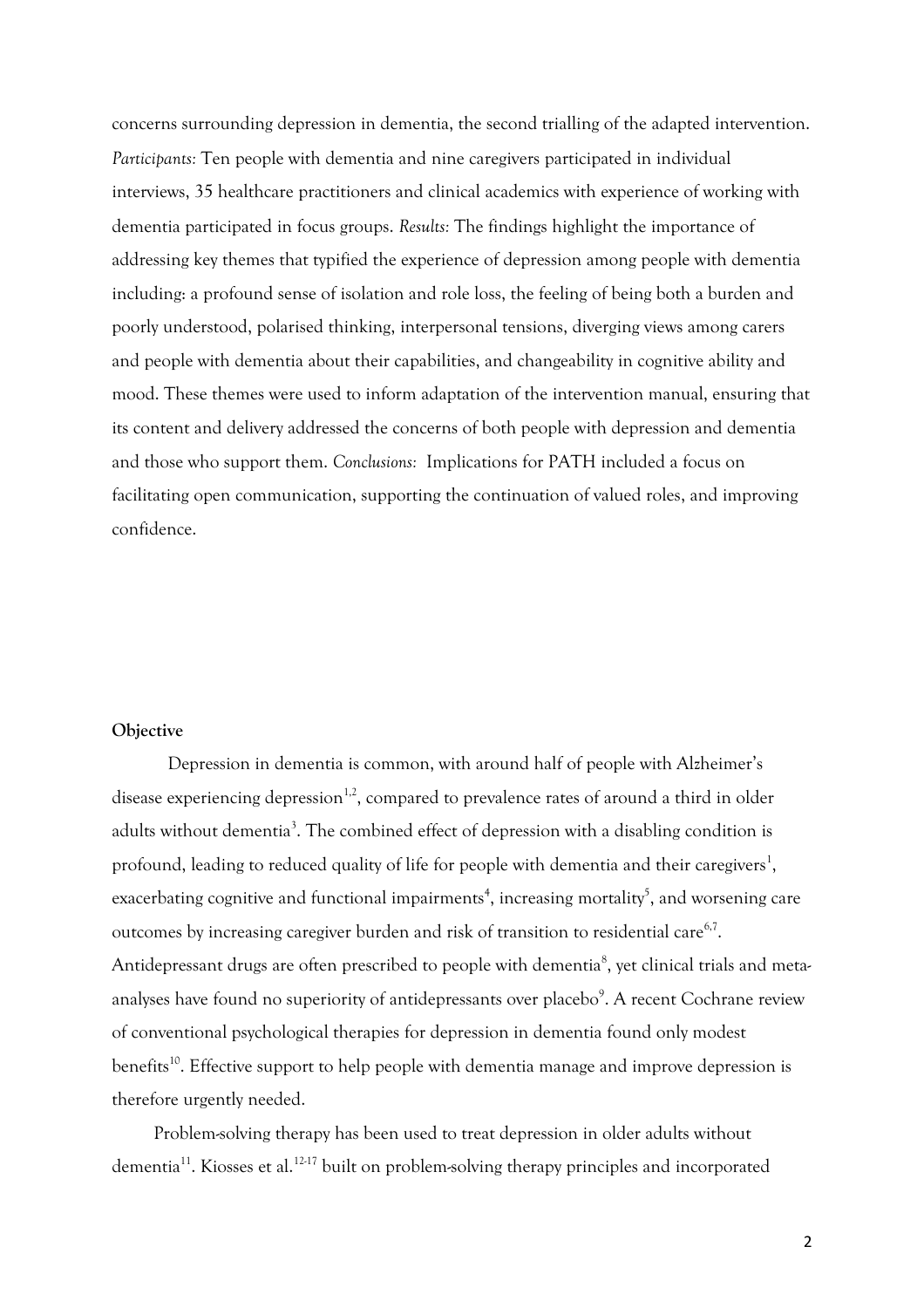concerns surrounding depression in dementia, the second trialling of the adapted intervention. *Participants:* Ten people with dementia and nine caregivers participated in individual interviews, 35 healthcare practitioners and clinical academics with experience of working with dementia participated in focus groups. *Results:* The findings highlight the importance of addressing key themes that typified the experience of depression among people with dementia including: a profound sense of isolation and role loss, the feeling of being both a burden and poorly understood, polarised thinking, interpersonal tensions, diverging views among carers and people with dementia about their capabilities, and changeability in cognitive ability and mood. These themes were used to inform adaptation of the intervention manual, ensuring that its content and delivery addressed the concerns of both people with depression and dementia and those who support them. *Conclusions:* Implications for PATH included a focus on facilitating open communication, supporting the continuation of valued roles, and improving confidence.

**Objective**

Depression in dementia is common, with around half of people with Alzheimer's disease experiencing depression[1,2], compared to prevalence rates of around a third in older adults without dementia[3]. The combined effect of depression with a disabling condition is profound, leading to reduced quality of life for people with dementia and their caregivers[1], exacerbating cognitive and functional impairments[4], increasing mortality[5], and worsening care outcomes by increasing caregiver burden and risk of transition to residential care[6,7]. Antidepressant drugs are often prescribed to people with dementia[8], yet clinical trials and meta-analyses have found no superiority of antidepressants over placebo[9]. A recent Cochrane review of conventional psychological therapies for depression in dementia found only modest benefits[10]. Effective support to help people with dementia manage and improve depression is therefore urgently needed.

Problem-solving therapy has been used to treat depression in older adults without dementia[11]. Kiosses et al.[12-17] built on problem-solving therapy principles and incorporated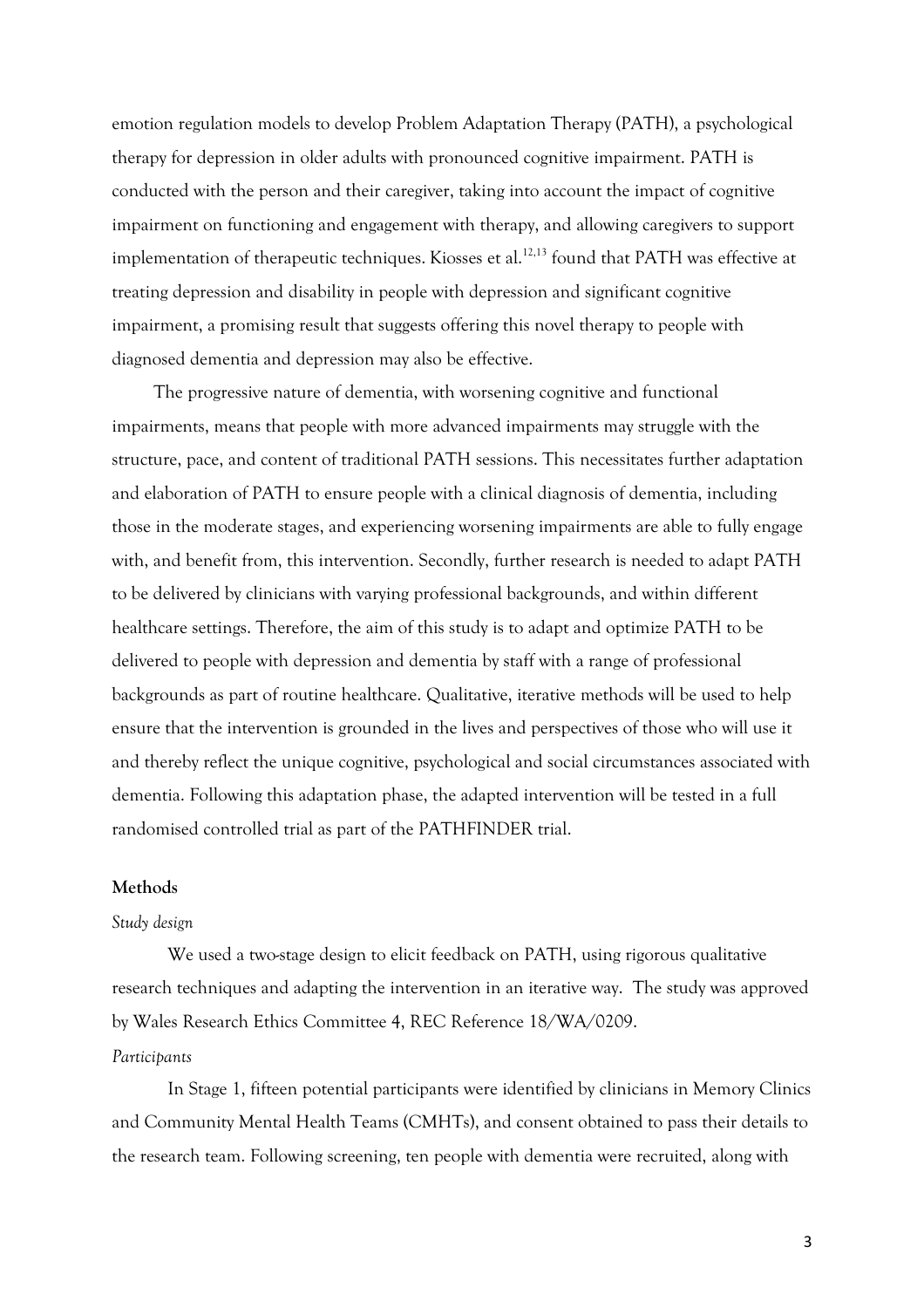emotion regulation models to develop Problem Adaptation Therapy (PATH), a psychological therapy for depression in older adults with pronounced cognitive impairment. PATH is conducted with the person and their caregiver, taking into account the impact of cognitive impairment on functioning and engagement with therapy, and allowing caregivers to support implementation of therapeutic techniques. Kiosses et al.[12,13] found that PATH was effective at treating depression and disability in people with depression and significant cognitive impairment, a promising result that suggests offering this novel therapy to people with diagnosed dementia and depression may also be effective.

The progressive nature of dementia, with worsening cognitive and functional impairments, means that people with more advanced impairments may struggle with the structure, pace, and content of traditional PATH sessions. This necessitates further adaptation and elaboration of PATH to ensure people with a clinical diagnosis of dementia, including those in the moderate stages, and experiencing worsening impairments are able to fully engage with, and benefit from, this intervention. Secondly, further research is needed to adapt PATH to be delivered by clinicians with varying professional backgrounds, and within different healthcare settings. Therefore, the aim of this study is to adapt and optimize PATH to be delivered to people with depression and dementia by staff with a range of professional backgrounds as part of routine healthcare. Qualitative, iterative methods will be used to help ensure that the intervention is grounded in the lives and perspectives of those who will use it and thereby reflect the unique cognitive, psychological and social circumstances associated with dementia. Following this adaptation phase, the adapted intervention will be tested in a full randomised controlled trial as part of the PATHFINDER trial.

## Methods

### *Study design*

We used a two-stage design to elicit feedback on PATH, using rigorous qualitative research techniques and adapting the intervention in an iterative way. The study was approved by Wales Research Ethics Committee 4, REC Reference 18/WA/0209.

### *Participants*

In Stage 1, fifteen potential participants were identified by clinicians in Memory Clinics and Community Mental Health Teams (CMHTs), and consent obtained to pass their details to the research team. Following screening, ten people with dementia were recruited, along with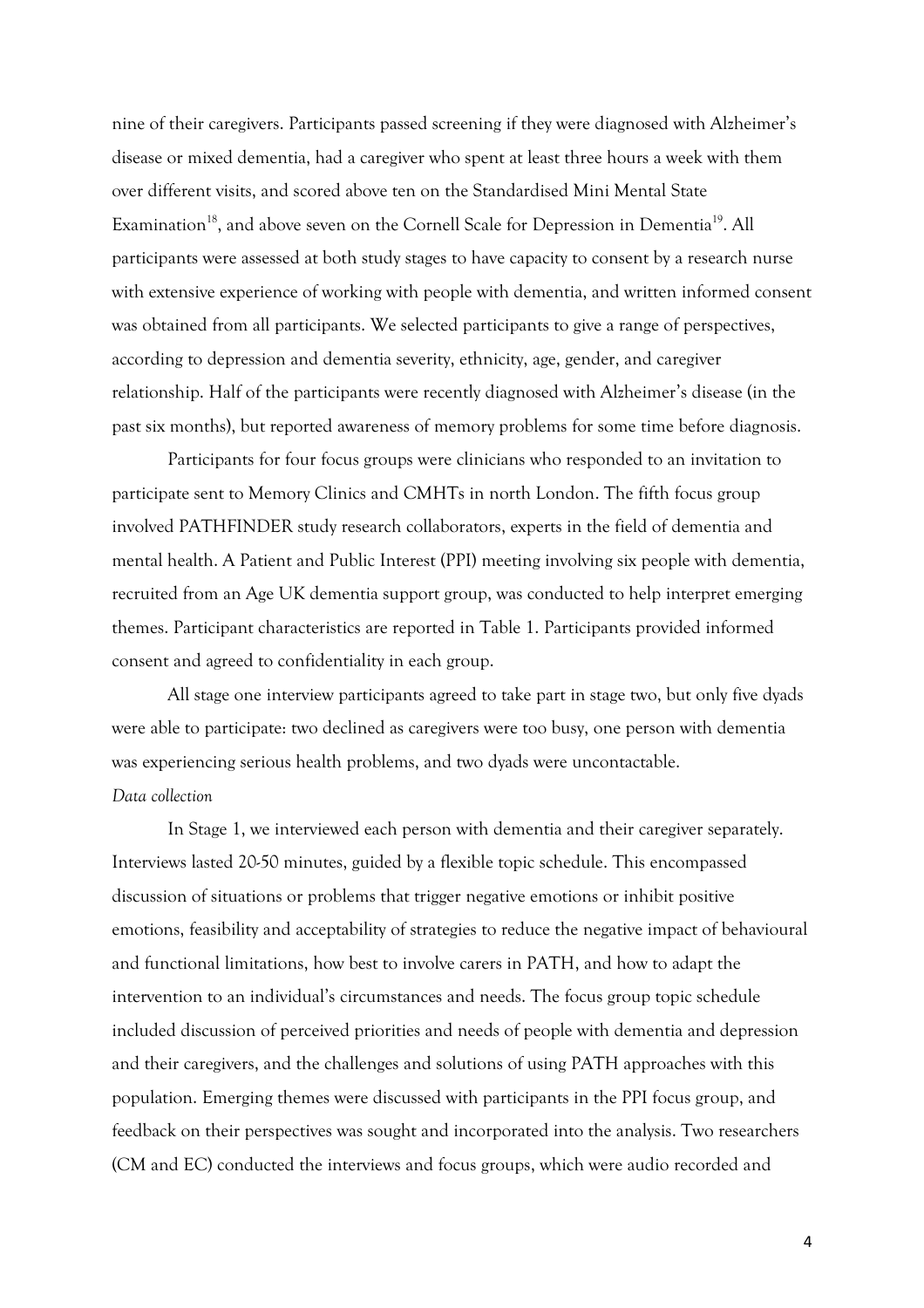nine of their caregivers. Participants passed screening if they were diagnosed with Alzheimer's disease or mixed dementia, had a caregiver who spent at least three hours a week with them over different visits, and scored above ten on the Standardised Mini Mental State Examination[18], and above seven on the Cornell Scale for Depression in Dementia[19]. All participants were assessed at both study stages to have capacity to consent by a research nurse with extensive experience of working with people with dementia, and written informed consent was obtained from all participants. We selected participants to give a range of perspectives, according to depression and dementia severity, ethnicity, age, gender, and caregiver relationship. Half of the participants were recently diagnosed with Alzheimer's disease (in the past six months), but reported awareness of memory problems for some time before diagnosis.

Participants for four focus groups were clinicians who responded to an invitation to participate sent to Memory Clinics and CMHTs in north London. The fifth focus group involved PATHFINDER study research collaborators, experts in the field of dementia and mental health. A Patient and Public Interest (PPI) meeting involving six people with dementia, recruited from an Age UK dementia support group, was conducted to help interpret emerging themes. Participant characteristics are reported in Table 1. Participants provided informed consent and agreed to confidentiality in each group.

All stage one interview participants agreed to take part in stage two, but only five dyads were able to participate: two declined as caregivers were too busy, one person with dementia was experiencing serious health problems, and two dyads were uncontactable.

*Data collection*

In Stage 1, we interviewed each person with dementia and their caregiver separately. Interviews lasted 20-50 minutes, guided by a flexible topic schedule. This encompassed discussion of situations or problems that trigger negative emotions or inhibit positive emotions, feasibility and acceptability of strategies to reduce the negative impact of behavioural and functional limitations, how best to involve carers in PATH, and how to adapt the intervention to an individual's circumstances and needs. The focus group topic schedule included discussion of perceived priorities and needs of people with dementia and depression and their caregivers, and the challenges and solutions of using PATH approaches with this population. Emerging themes were discussed with participants in the PPI focus group, and feedback on their perspectives was sought and incorporated into the analysis. Two researchers (CM and EC) conducted the interviews and focus groups, which were audio recorded and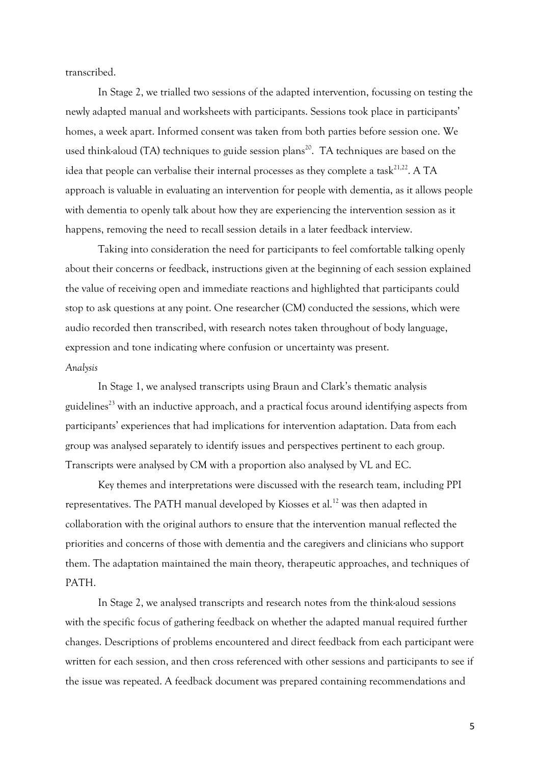transcribed.

In Stage 2, we trialled two sessions of the adapted intervention, focussing on testing the newly adapted manual and worksheets with participants. Sessions took place in participants' homes, a week apart. Informed consent was taken from both parties before session one. We used think-aloud (TA) techniques to guide session plans[20]. TA techniques are based on the idea that people can verbalise their internal processes as they complete a task[21,22]. A TA approach is valuable in evaluating an intervention for people with dementia, as it allows people with dementia to openly talk about how they are experiencing the intervention session as it happens, removing the need to recall session details in a later feedback interview.

Taking into consideration the need for participants to feel comfortable talking openly about their concerns or feedback, instructions given at the beginning of each session explained the value of receiving open and immediate reactions and highlighted that participants could stop to ask questions at any point. One researcher (CM) conducted the sessions, which were audio recorded then transcribed, with research notes taken throughout of body language, expression and tone indicating where confusion or uncertainty was present.

*Analysis*

In Stage 1, we analysed transcripts using Braun and Clark's thematic analysis guidelines[23] with an inductive approach, and a practical focus around identifying aspects from participants' experiences that had implications for intervention adaptation. Data from each group was analysed separately to identify issues and perspectives pertinent to each group. Transcripts were analysed by CM with a proportion also analysed by VL and EC.

Key themes and interpretations were discussed with the research team, including PPI representatives. The PATH manual developed by Kiosses et al.[12] was then adapted in collaboration with the original authors to ensure that the intervention manual reflected the priorities and concerns of those with dementia and the caregivers and clinicians who support them. The adaptation maintained the main theory, therapeutic approaches, and techniques of PATH.

In Stage 2, we analysed transcripts and research notes from the think-aloud sessions with the specific focus of gathering feedback on whether the adapted manual required further changes. Descriptions of problems encountered and direct feedback from each participant were written for each session, and then cross referenced with other sessions and participants to see if the issue was repeated. A feedback document was prepared containing recommendations and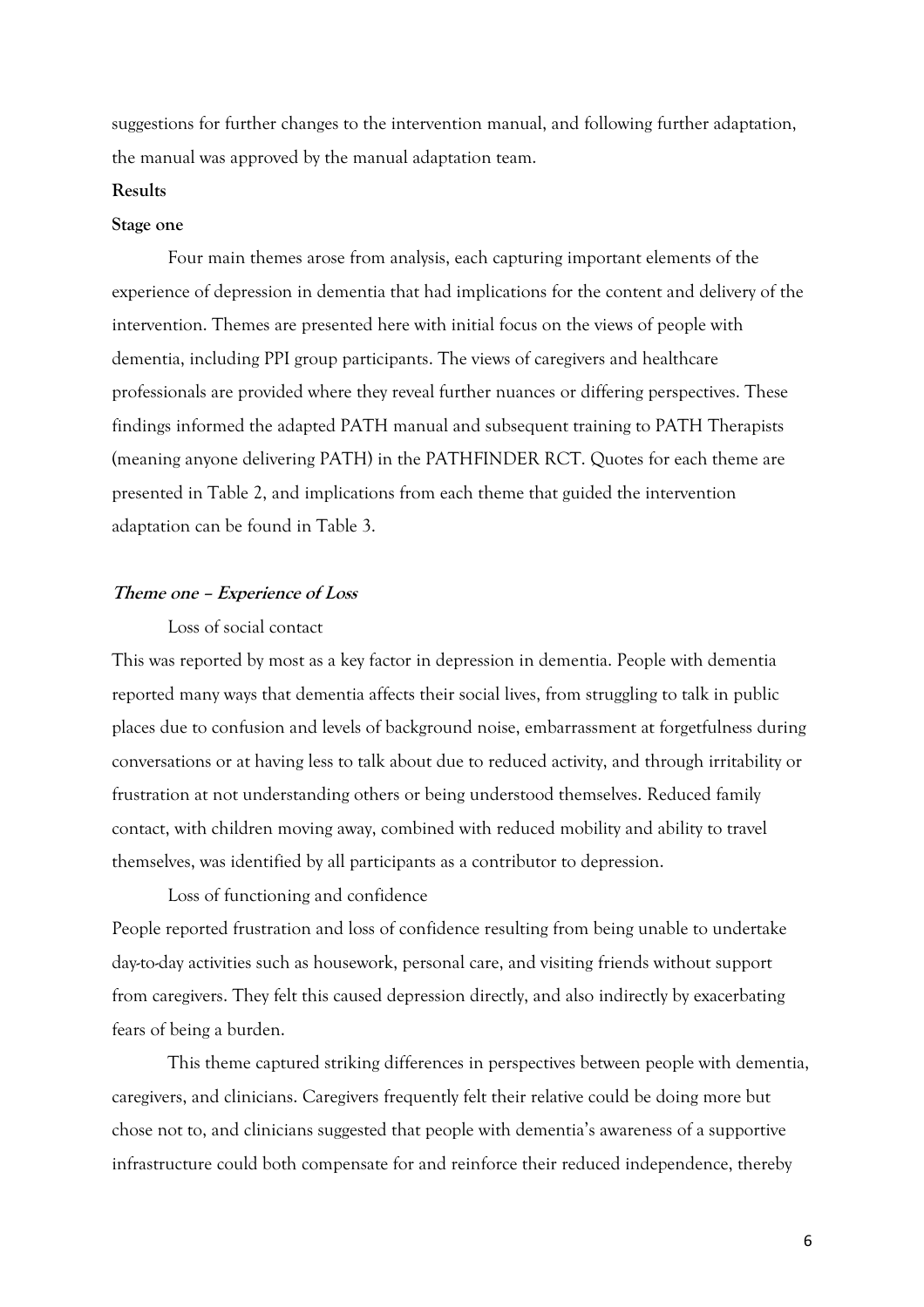suggestions for further changes to the intervention manual, and following further adaptation, the manual was approved by the manual adaptation team.

## Results

### Stage one

Four main themes arose from analysis, each capturing important elements of the experience of depression in dementia that had implications for the content and delivery of the intervention. Themes are presented here with initial focus on the views of people with dementia, including PPI group participants. The views of caregivers and healthcare professionals are provided where they reveal further nuances or differing perspectives. These findings informed the adapted PATH manual and subsequent training to PATH Therapists (meaning anyone delivering PATH) in the PATHFINDER RCT. Quotes for each theme are presented in Table 2, and implications from each theme that guided the intervention adaptation can be found in Table 3.

#### ***Theme one – Experience of Loss***

Loss of social contact

This was reported by most as a key factor in depression in dementia. People with dementia reported many ways that dementia affects their social lives, from struggling to talk in public places due to confusion and levels of background noise, embarrassment at forgetfulness during conversations or at having less to talk about due to reduced activity, and through irritability or frustration at not understanding others or being understood themselves. Reduced family contact, with children moving away, combined with reduced mobility and ability to travel themselves, was identified by all participants as a contributor to depression.

Loss of functioning and confidence

People reported frustration and loss of confidence resulting from being unable to undertake day-to-day activities such as housework, personal care, and visiting friends without support from caregivers. They felt this caused depression directly, and also indirectly by exacerbating fears of being a burden.

This theme captured striking differences in perspectives between people with dementia, caregivers, and clinicians. Caregivers frequently felt their relative could be doing more but chose not to, and clinicians suggested that people with dementia's awareness of a supportive infrastructure could both compensate for and reinforce their reduced independence, thereby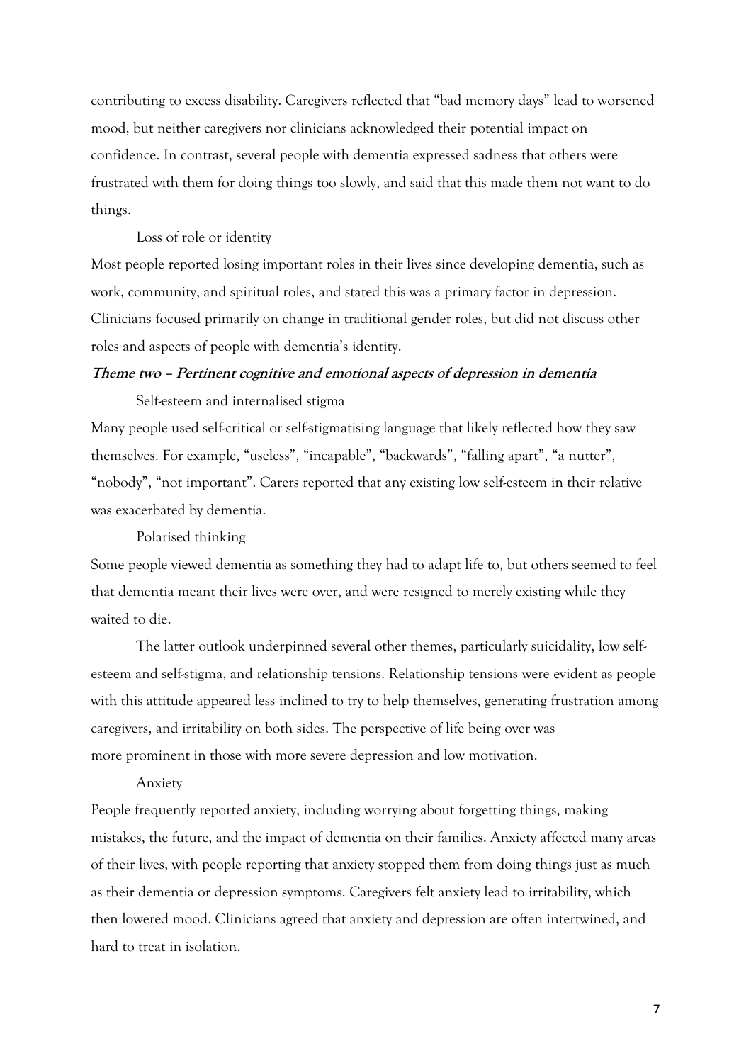contributing to excess disability. Caregivers reflected that "bad memory days" lead to worsened mood, but neither caregivers nor clinicians acknowledged their potential impact on confidence. In contrast, several people with dementia expressed sadness that others were frustrated with them for doing things too slowly, and said that this made them not want to do things.

#### Loss of role or identity

Most people reported losing important roles in their lives since developing dementia, such as work, community, and spiritual roles, and stated this was a primary factor in depression. Clinicians focused primarily on change in traditional gender roles, but did not discuss other roles and aspects of people with dementia's identity.

### *Theme two – Pertinent cognitive and emotional aspects of depression in dementia*

#### Self-esteem and internalised stigma

Many people used self-critical or self-stigmatising language that likely reflected how they saw themselves. For example, "useless", "incapable", "backwards", "falling apart", "a nutter", "nobody", "not important". Carers reported that any existing low self-esteem in their relative was exacerbated by dementia.

#### Polarised thinking

Some people viewed dementia as something they had to adapt life to, but others seemed to feel that dementia meant their lives were over, and were resigned to merely existing while they waited to die.

The latter outlook underpinned several other themes, particularly suicidality, low self-esteem and self-stigma, and relationship tensions. Relationship tensions were evident as people with this attitude appeared less inclined to try to help themselves, generating frustration among caregivers, and irritability on both sides. The perspective of life being over was more prominent in those with more severe depression and low motivation.

#### Anxiety

People frequently reported anxiety, including worrying about forgetting things, making mistakes, the future, and the impact of dementia on their families. Anxiety affected many areas of their lives, with people reporting that anxiety stopped them from doing things just as much as their dementia or depression symptoms. Caregivers felt anxiety lead to irritability, which then lowered mood. Clinicians agreed that anxiety and depression are often intertwined, and hard to treat in isolation.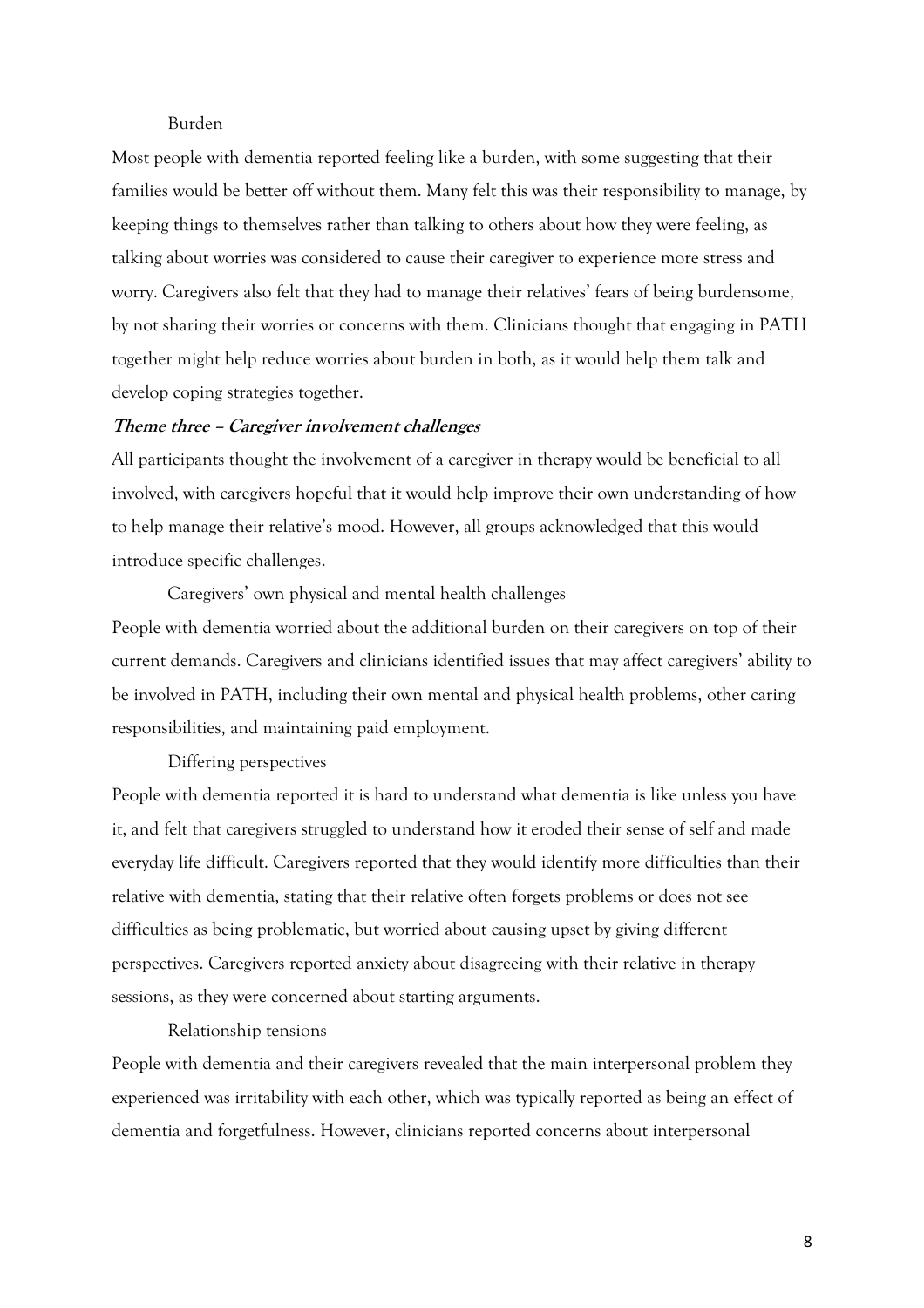#### Burden

Most people with dementia reported feeling like a burden, with some suggesting that their families would be better off without them. Many felt this was their responsibility to manage, by keeping things to themselves rather than talking to others about how they were feeling, as talking about worries was considered to cause their caregiver to experience more stress and worry. Caregivers also felt that they had to manage their relatives' fears of being burdensome, by not sharing their worries or concerns with them. Clinicians thought that engaging in PATH together might help reduce worries about burden in both, as it would help them talk and develop coping strategies together.

### ***Theme three – Caregiver involvement challenges***

All participants thought the involvement of a caregiver in therapy would be beneficial to all involved, with caregivers hopeful that it would help improve their own understanding of how to help manage their relative's mood. However, all groups acknowledged that this would introduce specific challenges.

#### Caregivers' own physical and mental health challenges

People with dementia worried about the additional burden on their caregivers on top of their current demands. Caregivers and clinicians identified issues that may affect caregivers' ability to be involved in PATH, including their own mental and physical health problems, other caring responsibilities, and maintaining paid employment.

#### Differing perspectives

People with dementia reported it is hard to understand what dementia is like unless you have it, and felt that caregivers struggled to understand how it eroded their sense of self and made everyday life difficult. Caregivers reported that they would identify more difficulties than their relative with dementia, stating that their relative often forgets problems or does not see difficulties as being problematic, but worried about causing upset by giving different perspectives. Caregivers reported anxiety about disagreeing with their relative in therapy sessions, as they were concerned about starting arguments.

#### Relationship tensions

People with dementia and their caregivers revealed that the main interpersonal problem they experienced was irritability with each other, which was typically reported as being an effect of dementia and forgetfulness. However, clinicians reported concerns about interpersonal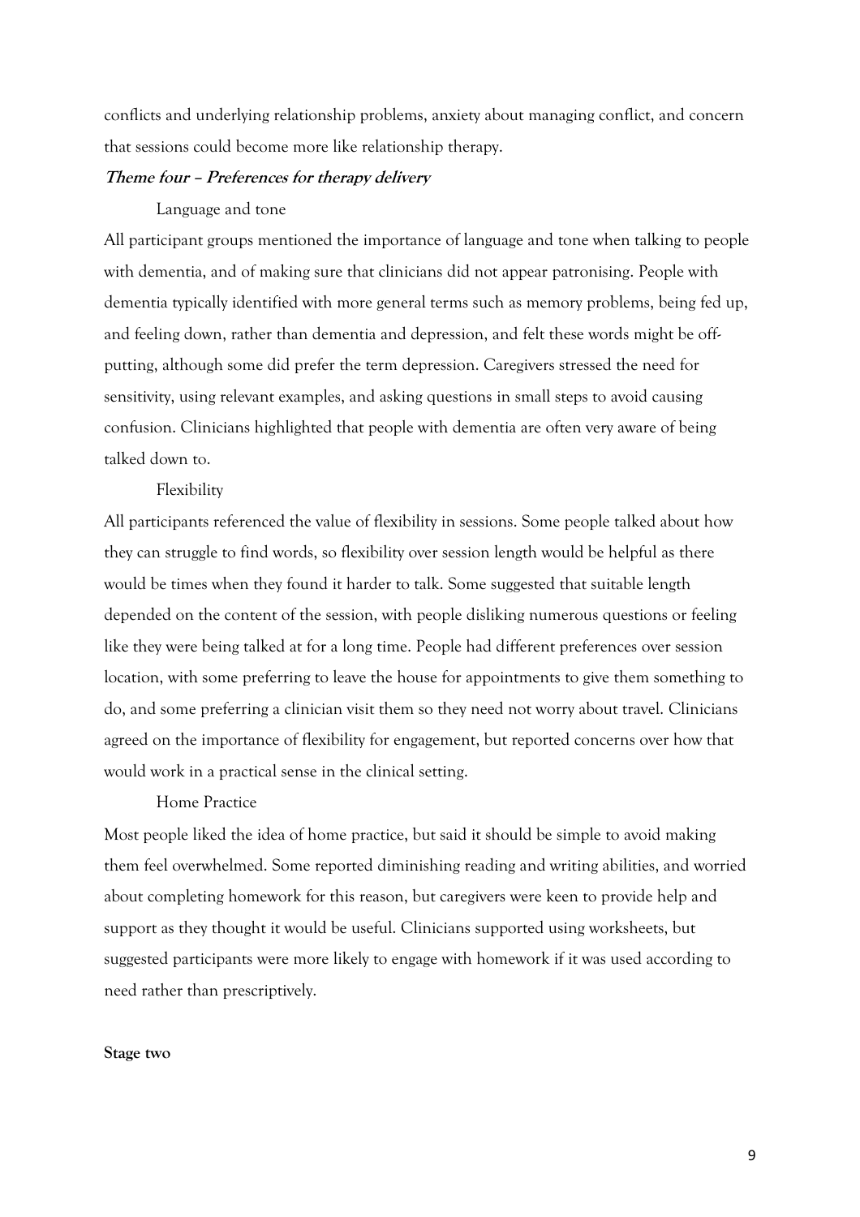conflicts and underlying relationship problems, anxiety about managing conflict, and concern that sessions could become more like relationship therapy.

***Theme four – Preferences for therapy delivery***

Language and tone

All participant groups mentioned the importance of language and tone when talking to people with dementia, and of making sure that clinicians did not appear patronising. People with dementia typically identified with more general terms such as memory problems, being fed up, and feeling down, rather than dementia and depression, and felt these words might be off-putting, although some did prefer the term depression. Caregivers stressed the need for sensitivity, using relevant examples, and asking questions in small steps to avoid causing confusion. Clinicians highlighted that people with dementia are often very aware of being talked down to.

Flexibility

All participants referenced the value of flexibility in sessions. Some people talked about how they can struggle to find words, so flexibility over session length would be helpful as there would be times when they found it harder to talk. Some suggested that suitable length depended on the content of the session, with people disliking numerous questions or feeling like they were being talked at for a long time. People had different preferences over session location, with some preferring to leave the house for appointments to give them something to do, and some preferring a clinician visit them so they need not worry about travel. Clinicians agreed on the importance of flexibility for engagement, but reported concerns over how that would work in a practical sense in the clinical setting.

Home Practice

Most people liked the idea of home practice, but said it should be simple to avoid making them feel overwhelmed. Some reported diminishing reading and writing abilities, and worried about completing homework for this reason, but caregivers were keen to provide help and support as they thought it would be useful. Clinicians supported using worksheets, but suggested participants were more likely to engage with homework if it was used according to need rather than prescriptively.

**Stage two**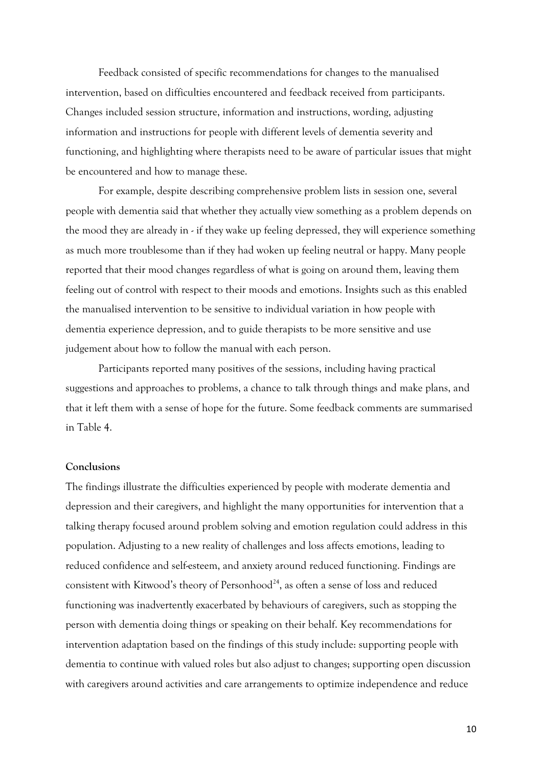Feedback consisted of specific recommendations for changes to the manualised intervention, based on difficulties encountered and feedback received from participants. Changes included session structure, information and instructions, wording, adjusting information and instructions for people with different levels of dementia severity and functioning, and highlighting where therapists need to be aware of particular issues that might be encountered and how to manage these.

For example, despite describing comprehensive problem lists in session one, several people with dementia said that whether they actually view something as a problem depends on the mood they are already in - if they wake up feeling depressed, they will experience something as much more troublesome than if they had woken up feeling neutral or happy. Many people reported that their mood changes regardless of what is going on around them, leaving them feeling out of control with respect to their moods and emotions. Insights such as this enabled the manualised intervention to be sensitive to individual variation in how people with dementia experience depression, and to guide therapists to be more sensitive and use judgement about how to follow the manual with each person.

Participants reported many positives of the sessions, including having practical suggestions and approaches to problems, a chance to talk through things and make plans, and that it left them with a sense of hope for the future. Some feedback comments are summarised in Table 4.

**Conclusions**

The findings illustrate the difficulties experienced by people with moderate dementia and depression and their caregivers, and highlight the many opportunities for intervention that a talking therapy focused around problem solving and emotion regulation could address in this population. Adjusting to a new reality of challenges and loss affects emotions, leading to reduced confidence and self-esteem, and anxiety around reduced functioning. Findings are consistent with Kitwood's theory of Personhood[24], as often a sense of loss and reduced functioning was inadvertently exacerbated by behaviours of caregivers, such as stopping the person with dementia doing things or speaking on their behalf. Key recommendations for intervention adaptation based on the findings of this study include: supporting people with dementia to continue with valued roles but also adjust to changes; supporting open discussion with caregivers around activities and care arrangements to optimize independence and reduce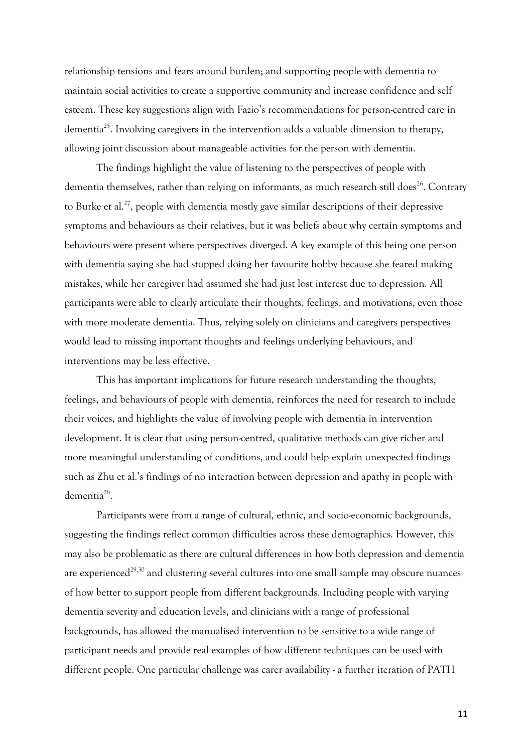relationship tensions and fears around burden; and supporting people with dementia to maintain social activities to create a supportive community and increase confidence and self esteem. These key suggestions align with Fazio's recommendations for person-centred care in dementia[25]. Involving caregivers in the intervention adds a valuable dimension to therapy, allowing joint discussion about manageable activities for the person with dementia.

The findings highlight the value of listening to the perspectives of people with dementia themselves, rather than relying on informants, as much research still does[26]. Contrary to Burke et al.[27], people with dementia mostly gave similar descriptions of their depressive symptoms and behaviours as their relatives, but it was beliefs about why certain symptoms and behaviours were present where perspectives diverged. A key example of this being one person with dementia saying she had stopped doing her favourite hobby because she feared making mistakes, while her caregiver had assumed she had just lost interest due to depression. All participants were able to clearly articulate their thoughts, feelings, and motivations, even those with more moderate dementia. Thus, relying solely on clinicians and caregivers perspectives would lead to missing important thoughts and feelings underlying behaviours, and interventions may be less effective.

This has important implications for future research understanding the thoughts, feelings, and behaviours of people with dementia, reinforces the need for research to include their voices, and highlights the value of involving people with dementia in intervention development. It is clear that using person-centred, qualitative methods can give richer and more meaningful understanding of conditions, and could help explain unexpected findings such as Zhu et al.'s findings of no interaction between depression and apathy in people with dementia[28].

Participants were from a range of cultural, ethnic, and socio-economic backgrounds, suggesting the findings reflect common difficulties across these demographics. However, this may also be problematic as there are cultural differences in how both depression and dementia are experienced[29,30] and clustering several cultures into one small sample may obscure nuances of how better to support people from different backgrounds. Including people with varying dementia severity and education levels, and clinicians with a range of professional backgrounds, has allowed the manualised intervention to be sensitive to a wide range of participant needs and provide real examples of how different techniques can be used with different people. One particular challenge was carer availability - a further iteration of PATH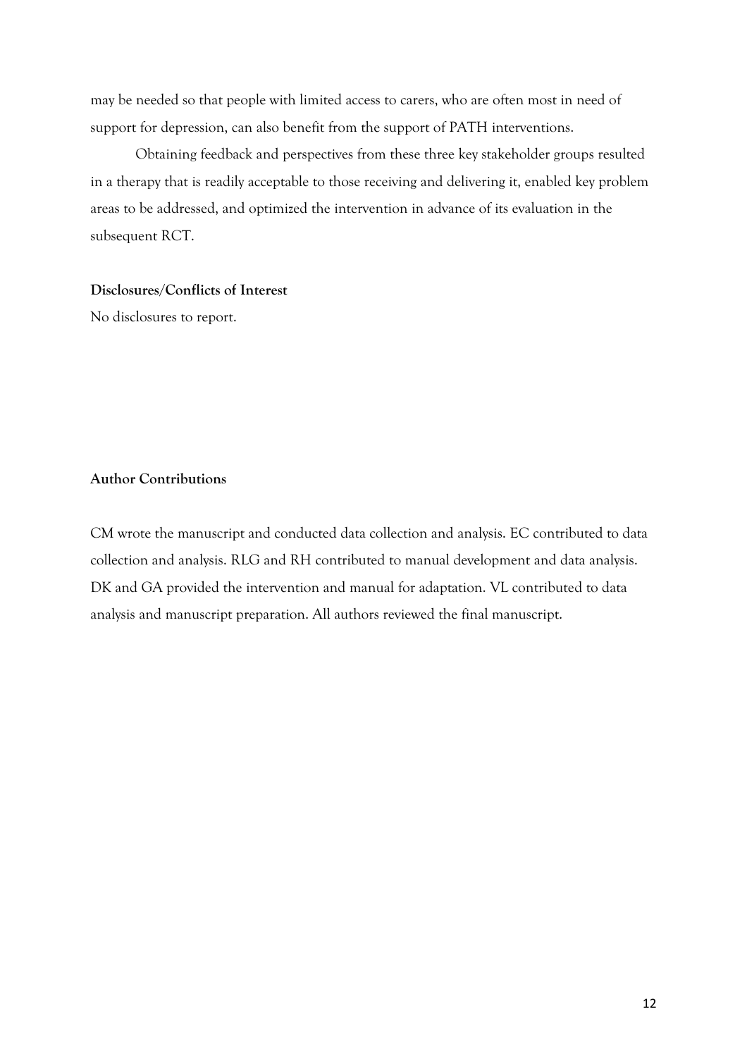may be needed so that people with limited access to carers, who are often most in need of support for depression, can also benefit from the support of PATH interventions.

Obtaining feedback and perspectives from these three key stakeholder groups resulted in a therapy that is readily acceptable to those receiving and delivering it, enabled key problem areas to be addressed, and optimized the intervention in advance of its evaluation in the subsequent RCT.

**Disclosures/Conflicts of Interest**

No disclosures to report.

**Author Contributions**

CM wrote the manuscript and conducted data collection and analysis. EC contributed to data collection and analysis. RLG and RH contributed to manual development and data analysis. DK and GA provided the intervention and manual for adaptation. VL contributed to data analysis and manuscript preparation. All authors reviewed the final manuscript.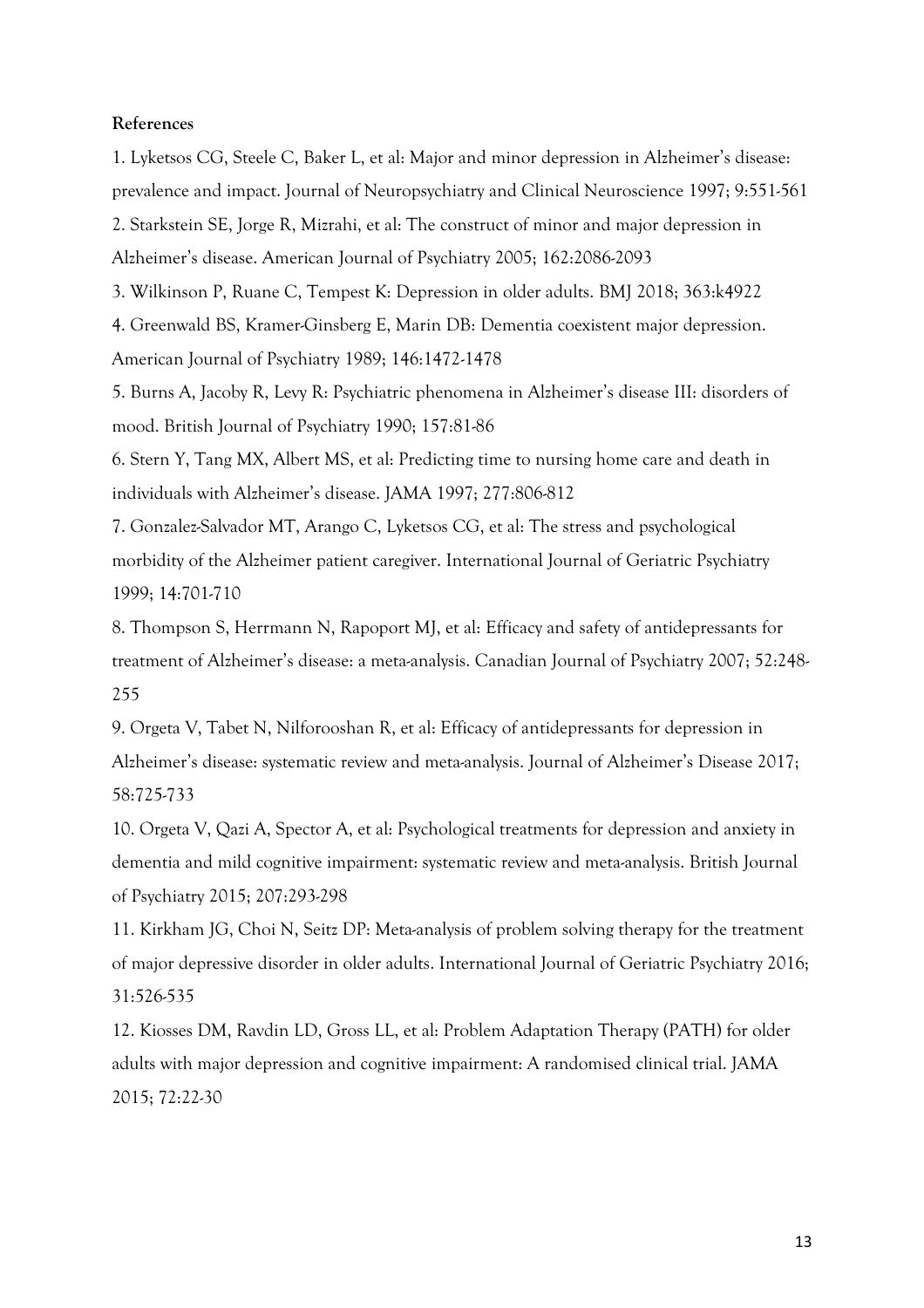**References**

1. Lyketsos CG, Steele C, Baker L, et al: Major and minor depression in Alzheimer's disease: prevalence and impact. Journal of Neuropsychiatry and Clinical Neuroscience 1997; 9:551-561
2. Starkstein SE, Jorge R, Mizrahi, et al: The construct of minor and major depression in Alzheimer's disease. American Journal of Psychiatry 2005; 162:2086-2093
3. Wilkinson P, Ruane C, Tempest K: Depression in older adults. BMJ 2018; 363:k4922
4. Greenwald BS, Kramer-Ginsberg E, Marin DB: Dementia coexistent major depression. American Journal of Psychiatry 1989; 146:1472-1478
5. Burns A, Jacoby R, Levy R: Psychiatric phenomena in Alzheimer's disease III: disorders of mood. British Journal of Psychiatry 1990; 157:81-86
6. Stern Y, Tang MX, Albert MS, et al: Predicting time to nursing home care and death in individuals with Alzheimer's disease. JAMA 1997; 277:806-812
7. Gonzalez-Salvador MT, Arango C, Lyketsos CG, et al: The stress and psychological morbidity of the Alzheimer patient caregiver. International Journal of Geriatric Psychiatry 1999; 14:701-710
8. Thompson S, Herrmann N, Rapoport MJ, et al: Efficacy and safety of antidepressants for treatment of Alzheimer's disease: a meta-analysis. Canadian Journal of Psychiatry 2007; 52:248-255
9. Orgeta V, Tabet N, Nilforooshan R, et al: Efficacy of antidepressants for depression in Alzheimer's disease: systematic review and meta-analysis. Journal of Alzheimer's Disease 2017; 58:725-733
10. Orgeta V, Qazi A, Spector A, et al: Psychological treatments for depression and anxiety in dementia and mild cognitive impairment: systematic review and meta-analysis. British Journal of Psychiatry 2015; 207:293-298
11. Kirkham JG, Choi N, Seitz DP: Meta-analysis of problem solving therapy for the treatment of major depressive disorder in older adults. International Journal of Geriatric Psychiatry 2016; 31:526-535
12. Kiosses DM, Ravdin LD, Gross LL, et al: Problem Adaptation Therapy (PATH) for older adults with major depression and cognitive impairment: A randomised clinical trial. JAMA 2015; 72:22-30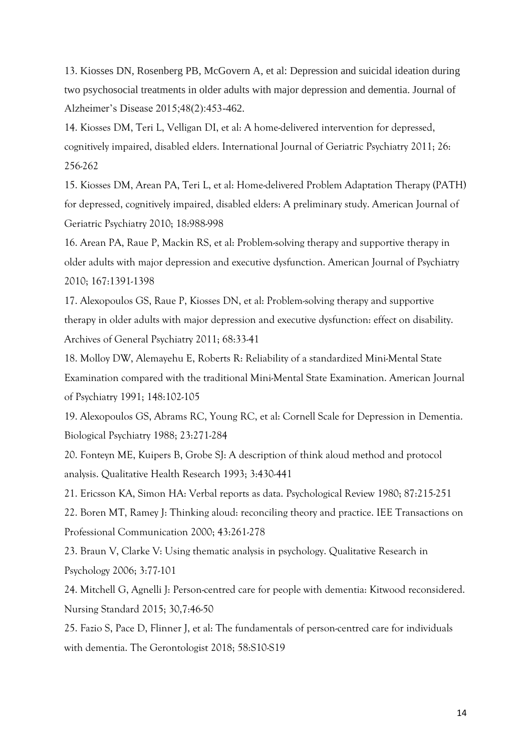13. Kiosses DN, Rosenberg PB, McGovern A, et al: Depression and suicidal ideation during two psychosocial treatments in older adults with major depression and dementia. Journal of Alzheimer's Disease 2015;48(2):453-462.

14. Kiosses DM, Teri L, Velligan DI, et al: A home-delivered intervention for depressed, cognitively impaired, disabled elders. International Journal of Geriatric Psychiatry 2011; 26: 256-262

15. Kiosses DM, Arean PA, Teri L, et al: Home-delivered Problem Adaptation Therapy (PATH) for depressed, cognitively impaired, disabled elders: A preliminary study. American Journal of Geriatric Psychiatry 2010; 18:988-998

16. Arean PA, Raue P, Mackin RS, et al: Problem-solving therapy and supportive therapy in older adults with major depression and executive dysfunction. American Journal of Psychiatry 2010; 167:1391-1398

17. Alexopoulos GS, Raue P, Kiosses DN, et al: Problem-solving therapy and supportive therapy in older adults with major depression and executive dysfunction: effect on disability. Archives of General Psychiatry 2011; 68:33-41

18. Molloy DW, Alemayehu E, Roberts R: Reliability of a standardized Mini-Mental State Examination compared with the traditional Mini-Mental State Examination. American Journal of Psychiatry 1991; 148:102-105

19. Alexopoulos GS, Abrams RC, Young RC, et al: Cornell Scale for Depression in Dementia. Biological Psychiatry 1988; 23:271-284

20. Fonteyn ME, Kuipers B, Grobe SJ: A description of think aloud method and protocol analysis. Qualitative Health Research 1993; 3:430-441

21. Ericsson KA, Simon HA: Verbal reports as data. Psychological Review 1980; 87:215-251

22. Boren MT, Ramey J: Thinking aloud: reconciling theory and practice. IEE Transactions on Professional Communication 2000; 43:261-278

23. Braun V, Clarke V: Using thematic analysis in psychology. Qualitative Research in Psychology 2006; 3:77-101

24. Mitchell G, Agnelli J: Person-centred care for people with dementia: Kitwood reconsidered. Nursing Standard 2015; 30,7:46-50

25. Fazio S, Pace D, Flinner J, et al: The fundamentals of person-centred care for individuals with dementia. The Gerontologist 2018; 58:S10-S19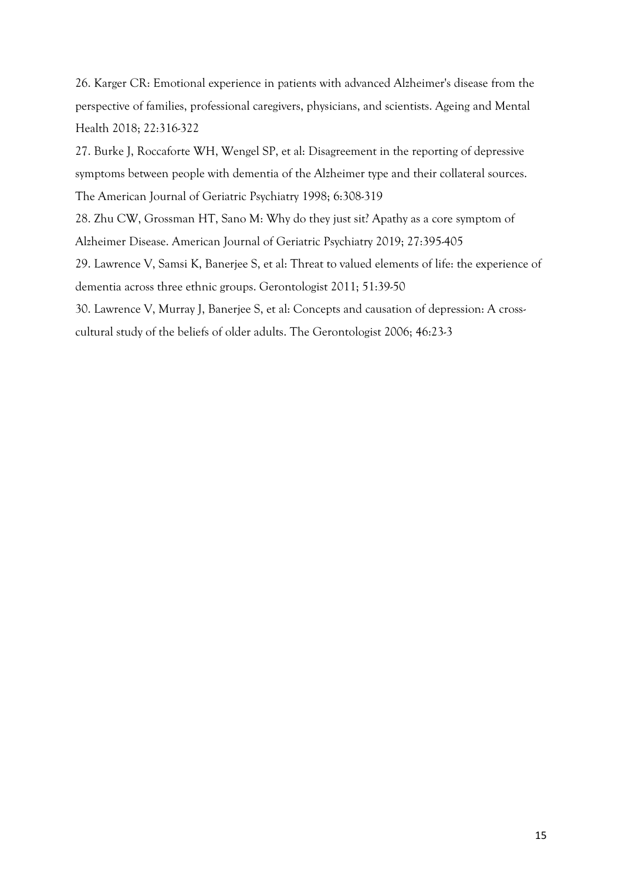26. Karger CR: Emotional experience in patients with advanced Alzheimer's disease from the perspective of families, professional caregivers, physicians, and scientists. Ageing and Mental Health 2018; 22:316-322

27. Burke J, Roccaforte WH, Wengel SP, et al: Disagreement in the reporting of depressive symptoms between people with dementia of the Alzheimer type and their collateral sources. The American Journal of Geriatric Psychiatry 1998; 6:308-319

28. Zhu CW, Grossman HT, Sano M: Why do they just sit? Apathy as a core symptom of Alzheimer Disease. American Journal of Geriatric Psychiatry 2019; 27:395-405

29. Lawrence V, Samsi K, Banerjee S, et al: Threat to valued elements of life: the experience of dementia across three ethnic groups. Gerontologist 2011; 51:39-50

30. Lawrence V, Murray J, Banerjee S, et al: Concepts and causation of depression: A cross-cultural study of the beliefs of older adults. The Gerontologist 2006; 46:23-3